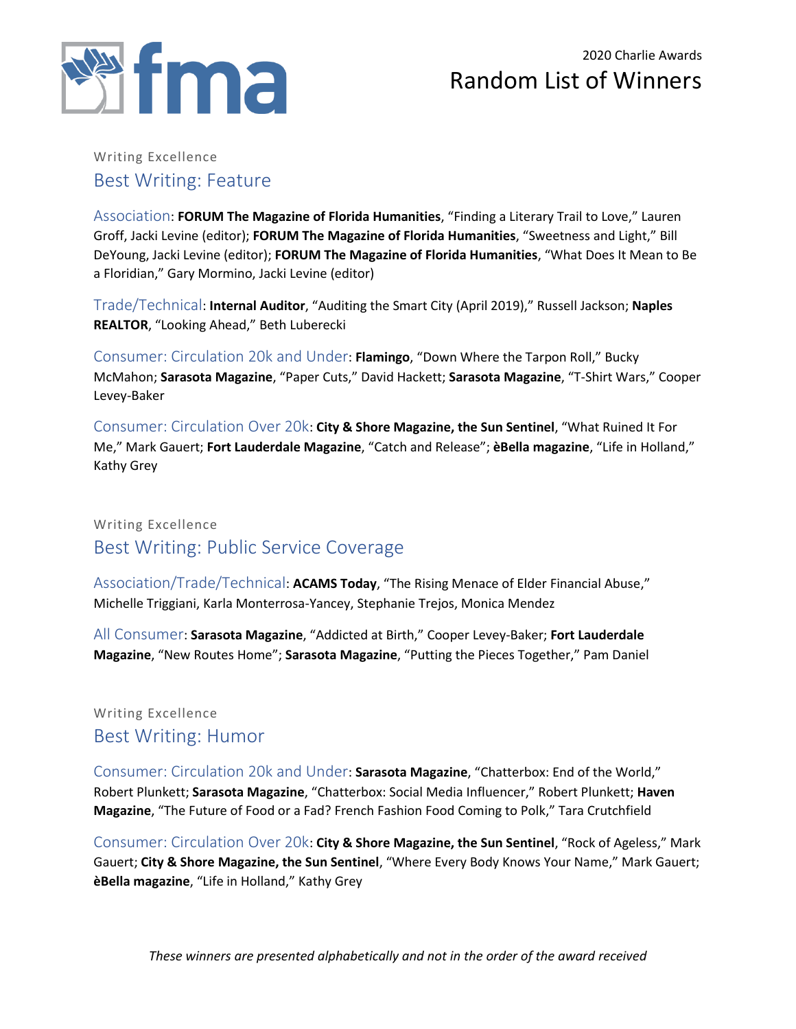fma

2020 Charlie Awards

# Random List of Winners

Writing Excellence

## Best Writing: Feature

Association: **FORUM The Magazine of Florida Humanities**, "Finding a Literary Trail to Love," Lauren Groff, Jacki Levine (editor); **FORUM The Magazine of Florida Humanities**, "Sweetness and Light," Bill DeYoung, Jacki Levine (editor); **FORUM The Magazine of Florida Humanities**, "What Does It Mean to Be a Floridian," Gary Mormino, Jacki Levine (editor)

Trade/Technical: **Internal Auditor**, "Auditing the Smart City (April 2019)," Russell Jackson; **Naples REALTOR**, "Looking Ahead," Beth Luberecki

Consumer: Circulation 20k and Under: **Flamingo**, "Down Where the Tarpon Roll," Bucky McMahon; **Sarasota Magazine**, "Paper Cuts," David Hackett; **Sarasota Magazine**, "T-Shirt Wars," Cooper Levey-Baker

Consumer: Circulation Over 20k: **City & Shore Magazine, the Sun Sentinel**, "What Ruined It For Me," Mark Gauert; **Fort Lauderdale Magazine**, "Catch and Release"; **èBella magazine**, "Life in Holland," Kathy Grey

Writing Excellence

## Best Writing: Public Service Coverage

Association/Trade/Technical: **ACAMS Today**, "The Rising Menace of Elder Financial Abuse," Michelle Triggiani, Karla Monterrosa-Yancey, Stephanie Trejos, Monica Mendez

All Consumer: **Sarasota Magazine**, "Addicted at Birth," Cooper Levey-Baker; **Fort Lauderdale Magazine**, "New Routes Home"; **Sarasota Magazine**, "Putting the Pieces Together," Pam Daniel

Writing Excellence

## Best Writing: Humor

Consumer: Circulation 20k and Under: **Sarasota Magazine**, "Chatterbox: End of the World," Robert Plunkett; **Sarasota Magazine**, "Chatterbox: Social Media Influencer," Robert Plunkett; **Haven Magazine**, "The Future of Food or a Fad? French Fashion Food Coming to Polk," Tara Crutchfield

Consumer: Circulation Over 20k: **City & Shore Magazine, the Sun Sentinel**, "Rock of Ageless," Mark Gauert; **City & Shore Magazine, the Sun Sentinel**, "Where Every Body Knows Your Name," Mark Gauert; **èBella magazine**, "Life in Holland," Kathy Grey

*These winners are presented alphabetically and not in the order of the award received*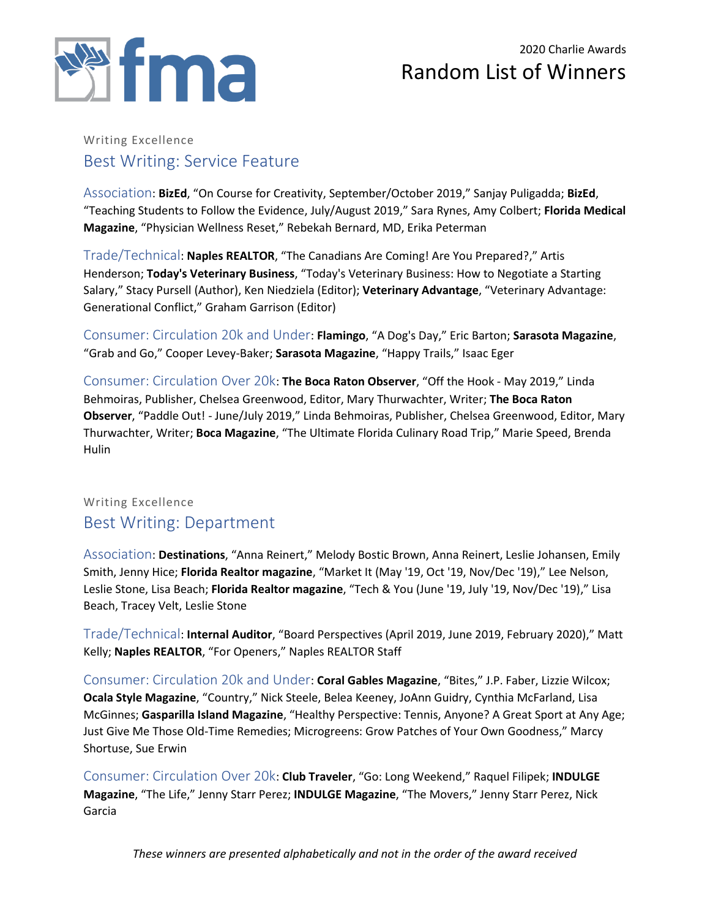2020 Charlie Awards

# Random List of Winners

Writing Excellence

## Best Writing: Service Feature

Association: **BizEd**, “On Course for Creativity, September/October 2019,” Sanjay Puligadda; **BizEd**, “Teaching Students to Follow the Evidence, July/August 2019,” Sara Rynes, Amy Colbert; **Florida Medical Magazine**, “Physician Wellness Reset,” Rebekah Bernard, MD, Erika Peterman

Trade/Technical: **Naples REALTOR**, “The Canadians Are Coming! Are You Prepared?,” Artis Henderson; **Today's Veterinary Business**, “Today's Veterinary Business: How to Negotiate a Starting Salary,” Stacy Pursell (Author), Ken Niedziela (Editor); **Veterinary Advantage**, “Veterinary Advantage: Generational Conflict,” Graham Garrison (Editor)

Consumer: Circulation 20k and Under: **Flamingo**, “A Dog's Day,” Eric Barton; **Sarasota Magazine**, “Grab and Go,” Cooper Levey-Baker; **Sarasota Magazine**, “Happy Trails,” Isaac Eger

Consumer: Circulation Over 20k: **The Boca Raton Observer**, “Off the Hook - May 2019,” Linda Behmoiras, Publisher, Chelsea Greenwood, Editor, Mary Thurwachter, Writer; **The Boca Raton Observer**, “Paddle Out! - June/July 2019,” Linda Behmoiras, Publisher, Chelsea Greenwood, Editor, Mary Thurwachter, Writer; **Boca Magazine**, “The Ultimate Florida Culinary Road Trip,” Marie Speed, Brenda Hulin

Writing Excellence

## Best Writing: Department

Association: **Destinations**, “Anna Reinert,” Melody Bostic Brown, Anna Reinert, Leslie Johansen, Emily Smith, Jenny Hice; **Florida Realtor magazine**, “Market It (May '19, Oct '19, Nov/Dec '19),” Lee Nelson, Leslie Stone, Lisa Beach; **Florida Realtor magazine**, “Tech & You (June '19, July '19, Nov/Dec '19),” Lisa Beach, Tracey Velt, Leslie Stone

Trade/Technical: **Internal Auditor**, “Board Perspectives (April 2019, June 2019, February 2020),” Matt Kelly; **Naples REALTOR**, “For Openers,” Naples REALTOR Staff

Consumer: Circulation 20k and Under: **Coral Gables Magazine**, “Bites,” J.P. Faber, Lizzie Wilcox; **Ocala Style Magazine**, “Country,” Nick Steele, Belea Keeney, JoAnn Guidry, Cynthia McFarland, Lisa McGinnes; **Gasparilla Island Magazine**, “Healthy Perspective: Tennis, Anyone? A Great Sport at Any Age; Just Give Me Those Old-Time Remedies; Microgreens: Grow Patches of Your Own Goodness,” Marcy Shortuse, Sue Erwin

Consumer: Circulation Over 20k: **Club Traveler**, “Go: Long Weekend,” Raquel Filipek; **INDULGE Magazine**, “The Life,” Jenny Starr Perez; **INDULGE Magazine**, “The Movers,” Jenny Starr Perez, Nick Garcia

*These winners are presented alphabetically and not in the order of the award received*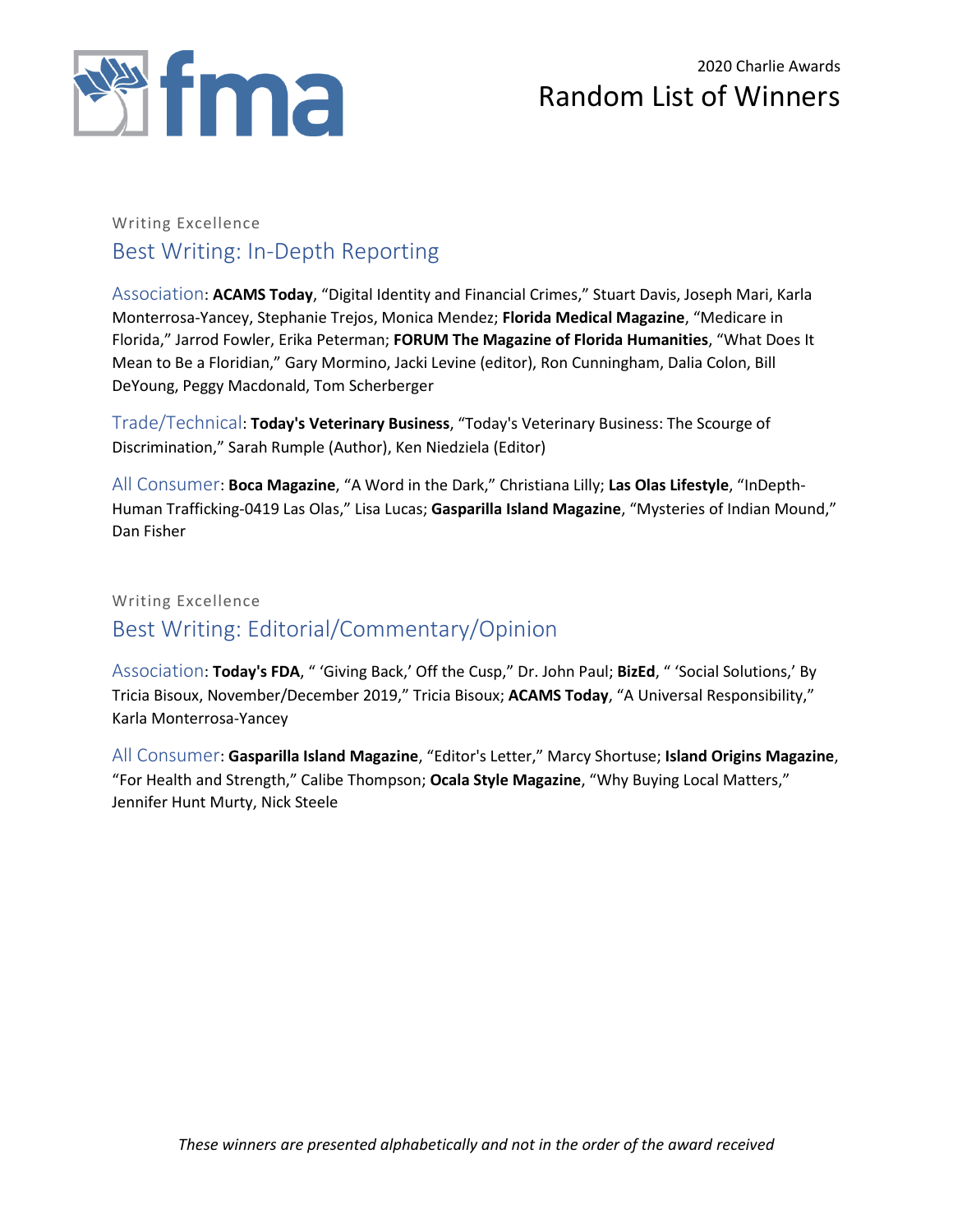Writing Excellence

## Best Writing: In-Depth Reporting

Association: **ACAMS Today**, “Digital Identity and Financial Crimes,” Stuart Davis, Joseph Mari, Karla Monterrosa-Yancey, Stephanie Trejos, Monica Mendez; **Florida Medical Magazine**, “Medicare in Florida,” Jarrod Fowler, Erika Peterman; **FORUM The Magazine of Florida Humanities**, “What Does It Mean to Be a Floridian,” Gary Mormino, Jacki Levine (editor), Ron Cunningham, Dalia Colon, Bill DeYoung, Peggy Macdonald, Tom Scherberger

Trade/Technical: **Today's Veterinary Business**, “Today's Veterinary Business: The Scourge of Discrimination,” Sarah Rumple (Author), Ken Niedziela (Editor)

All Consumer: **Boca Magazine**, “A Word in the Dark,” Christiana Lilly; **Las Olas Lifestyle**, “InDepth-Human Trafficking-0419 Las Olas,” Lisa Lucas; **Gasparilla Island Magazine**, “Mysteries of Indian Mound,” Dan Fisher

Writing Excellence

## Best Writing: Editorial/Commentary/Opinion

Association: **Today's FDA**, “ ‘Giving Back,’ Off the Cusp,” Dr. John Paul; **BizEd**, “ ‘Social Solutions,’ By Tricia Bisoux, November/December 2019,” Tricia Bisoux; **ACAMS Today**, “A Universal Responsibility,” Karla Monterrosa-Yancey

All Consumer: **Gasparilla Island Magazine**, “Editor's Letter,” Marcy Shortuse; **Island Origins Magazine**, “For Health and Strength,” Calibe Thompson; **Ocala Style Magazine**, “Why Buying Local Matters,” Jennifer Hunt Murty, Nick Steele

*These winners are presented alphabetically and not in the order of the award received*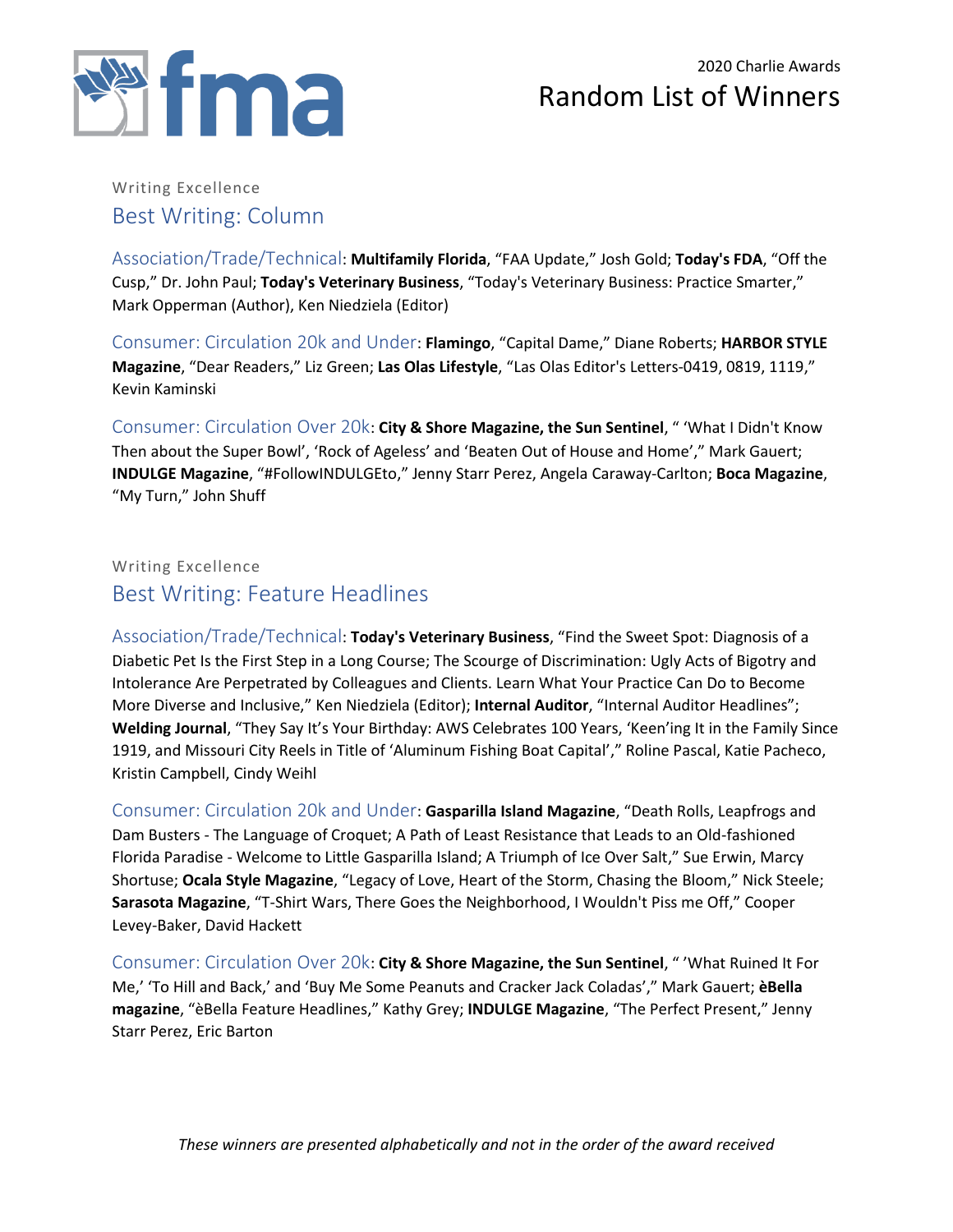2020 Charlie Awards

# Random List of Winners

Writing Excellence

## Best Writing: Column

Association/Trade/Technical: **Multifamily Florida**, “FAA Update,” Josh Gold; **Today's FDA**, “Off the Cusp,” Dr. John Paul; **Today's Veterinary Business**, “Today's Veterinary Business: Practice Smarter,” Mark Opperman (Author), Ken Niedziela (Editor)

Consumer: Circulation 20k and Under: **Flamingo**, “Capital Dame,” Diane Roberts; **HARBOR STYLE Magazine**, “Dear Readers,” Liz Green; **Las Olas Lifestyle**, “Las Olas Editor's Letters-0419, 0819, 1119,” Kevin Kaminski

Consumer: Circulation Over 20k: **City & Shore Magazine, the Sun Sentinel**, “ ‘What I Didn't Know Then about the Super Bowl’, ‘Rock of Ageless’ and ‘Beaten Out of House and Home’,” Mark Gauert; **INDULGE Magazine**, “#FollowINDULGEto,” Jenny Starr Perez, Angela Caraway-Carlton; **Boca Magazine**, “My Turn,” John Shuff

Writing Excellence

## Best Writing: Feature Headlines

Association/Trade/Technical: **Today's Veterinary Business**, “Find the Sweet Spot: Diagnosis of a Diabetic Pet Is the First Step in a Long Course; The Scourge of Discrimination: Ugly Acts of Bigotry and Intolerance Are Perpetrated by Colleagues and Clients. Learn What Your Practice Can Do to Become More Diverse and Inclusive,” Ken Niedziela (Editor); **Internal Auditor**, “Internal Auditor Headlines”; **Welding Journal**, “They Say It’s Your Birthday: AWS Celebrates 100 Years, ‘Keen’ing It in the Family Since 1919, and Missouri City Reels in Title of ‘Aluminum Fishing Boat Capital’,” Roline Pascal, Katie Pacheco, Kristin Campbell, Cindy Weihl

Consumer: Circulation 20k and Under: **Gasparilla Island Magazine**, “Death Rolls, Leapfrogs and Dam Busters - The Language of Croquet; A Path of Least Resistance that Leads to an Old-fashioned Florida Paradise - Welcome to Little Gasparilla Island; A Triumph of Ice Over Salt,” Sue Erwin, Marcy Shortuse; **Ocala Style Magazine**, “Legacy of Love, Heart of the Storm, Chasing the Bloom,” Nick Steele; **Sarasota Magazine**, “T-Shirt Wars, There Goes the Neighborhood, I Wouldn't Piss me Off,” Cooper Levey-Baker, David Hackett

Consumer: Circulation Over 20k: **City & Shore Magazine, the Sun Sentinel**, “ ’What Ruined It For Me,’ ‘To Hill and Back,’ and ‘Buy Me Some Peanuts and Cracker Jack Coladas’,” Mark Gauert; **èBella magazine**, “èBella Feature Headlines,” Kathy Grey; **INDULGE Magazine**, “The Perfect Present,” Jenny Starr Perez, Eric Barton

*These winners are presented alphabetically and not in the order of the award received*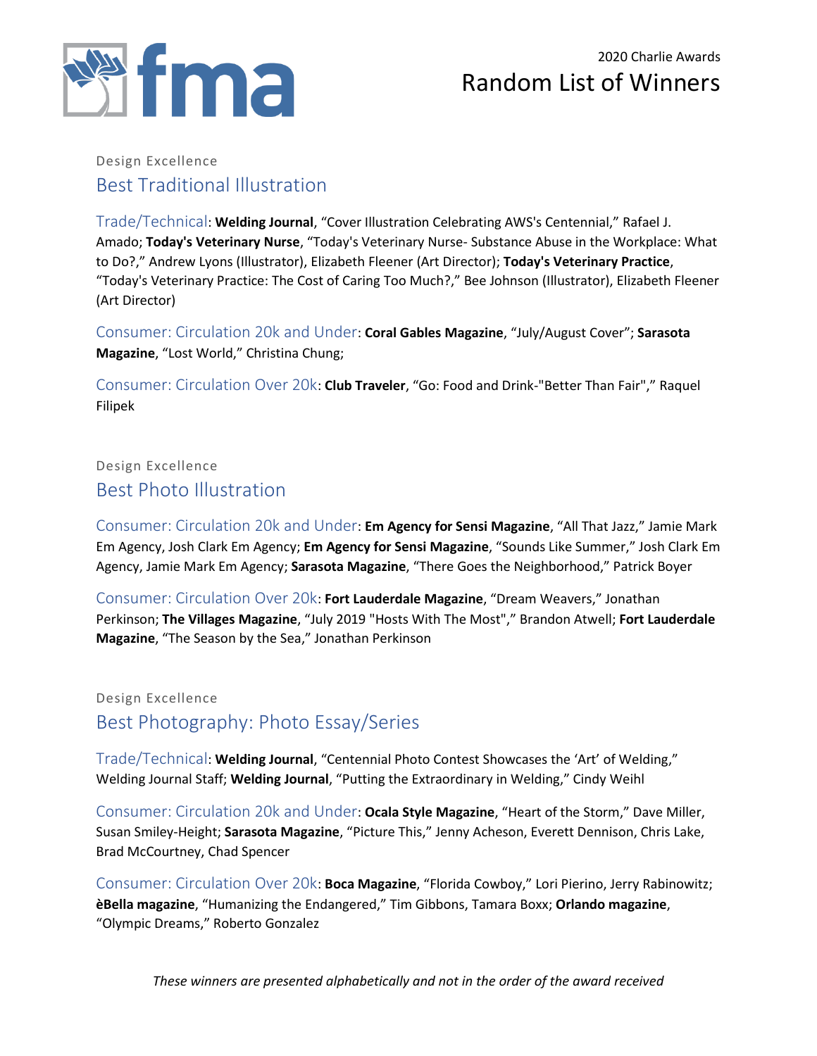2020 Charlie Awards

# Random List of Winners

Design Excellence

## Best Traditional Illustration

Trade/Technical: **Welding Journal**, "Cover Illustration Celebrating AWS's Centennial," Rafael J. Amado; **Today's Veterinary Nurse**, "Today's Veterinary Nurse- Substance Abuse in the Workplace: What to Do?," Andrew Lyons (Illustrator), Elizabeth Fleener (Art Director); **Today's Veterinary Practice**, "Today's Veterinary Practice: The Cost of Caring Too Much?," Bee Johnson (Illustrator), Elizabeth Fleener (Art Director)

Consumer: Circulation 20k and Under: **Coral Gables Magazine**, "July/August Cover"; **Sarasota Magazine**, "Lost World," Christina Chung;

Consumer: Circulation Over 20k: **Club Traveler**, "Go: Food and Drink-"Better Than Fair"," Raquel Filipek

Design Excellence

## Best Photo Illustration

Consumer: Circulation 20k and Under: **Em Agency for Sensi Magazine**, "All That Jazz," Jamie Mark Em Agency, Josh Clark Em Agency; **Em Agency for Sensi Magazine**, "Sounds Like Summer," Josh Clark Em Agency, Jamie Mark Em Agency; **Sarasota Magazine**, "There Goes the Neighborhood," Patrick Boyer

Consumer: Circulation Over 20k: **Fort Lauderdale Magazine**, "Dream Weavers," Jonathan Perkinson; **The Villages Magazine**, "July 2019 "Hosts With The Most"," Brandon Atwell; **Fort Lauderdale Magazine**, "The Season by the Sea," Jonathan Perkinson

Design Excellence

## Best Photography: Photo Essay/Series

Trade/Technical: **Welding Journal**, "Centennial Photo Contest Showcases the 'Art' of Welding," Welding Journal Staff; **Welding Journal**, "Putting the Extraordinary in Welding," Cindy Weihl

Consumer: Circulation 20k and Under: **Ocala Style Magazine**, "Heart of the Storm," Dave Miller, Susan Smiley-Height; **Sarasota Magazine**, "Picture This," Jenny Acheson, Everett Dennison, Chris Lake, Brad McCourtney, Chad Spencer

Consumer: Circulation Over 20k: **Boca Magazine**, "Florida Cowboy," Lori Pierino, Jerry Rabinowitz; **èBella magazine**, "Humanizing the Endangered," Tim Gibbons, Tamara Boxx; **Orlando magazine**, "Olympic Dreams," Roberto Gonzalez

*These winners are presented alphabetically and not in the order of the award received*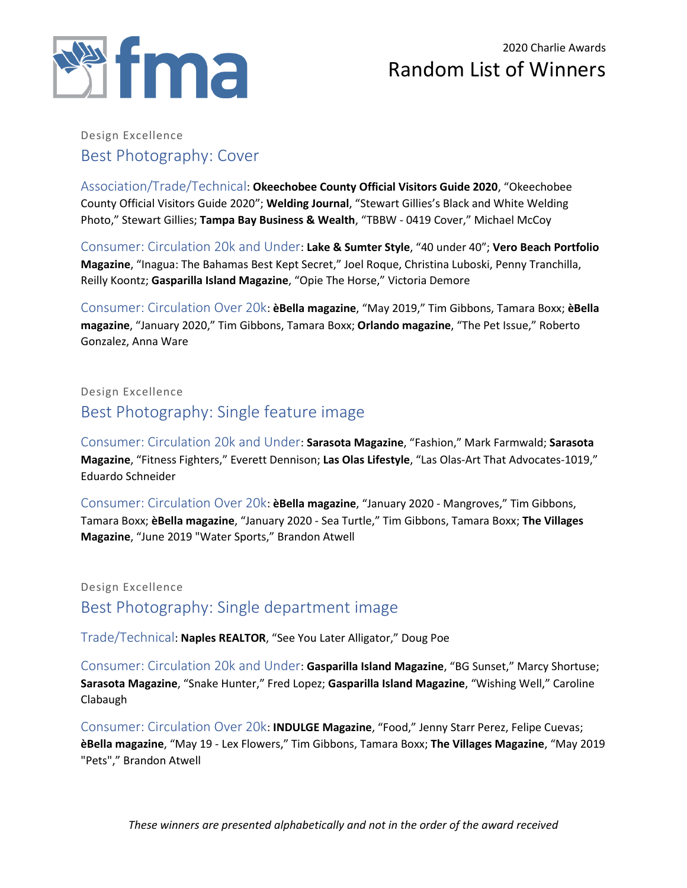2020 Charlie Awards

# Random List of Winners

Design Excellence

## Best Photography: Cover

Association/Trade/Technical: **Okeechobee County Official Visitors Guide 2020**, "Okeechobee County Official Visitors Guide 2020"; **Welding Journal**, "Stewart Gillies's Black and White Welding Photo," Stewart Gillies; **Tampa Bay Business & Wealth**, "TBBW - 0419 Cover," Michael McCoy

Consumer: Circulation 20k and Under: **Lake & Sumter Style**, "40 under 40"; **Vero Beach Portfolio Magazine**, "Inagua: The Bahamas Best Kept Secret," Joel Roque, Christina Luboski, Penny Tranchilla, Reilly Koontz; **Gasparilla Island Magazine**, "Opie The Horse," Victoria Demore

Consumer: Circulation Over 20k: **èBella magazine**, "May 2019," Tim Gibbons, Tamara Boxx; **èBella magazine**, "January 2020," Tim Gibbons, Tamara Boxx; **Orlando magazine**, "The Pet Issue," Roberto Gonzalez, Anna Ware

Design Excellence

## Best Photography: Single feature image

Consumer: Circulation 20k and Under: **Sarasota Magazine**, "Fashion," Mark Farmwald; **Sarasota Magazine**, "Fitness Fighters," Everett Dennison; **Las Olas Lifestyle**, "Las Olas-Art That Advocates-1019," Eduardo Schneider

Consumer: Circulation Over 20k: **èBella magazine**, "January 2020 - Mangroves," Tim Gibbons, Tamara Boxx; **èBella magazine**, "January 2020 - Sea Turtle," Tim Gibbons, Tamara Boxx; **The Villages Magazine**, "June 2019 "Water Sports," Brandon Atwell

Design Excellence

## Best Photography: Single department image

Trade/Technical: **Naples REALTOR**, "See You Later Alligator," Doug Poe

Consumer: Circulation 20k and Under: **Gasparilla Island Magazine**, "BG Sunset," Marcy Shortuse; **Sarasota Magazine**, "Snake Hunter," Fred Lopez; **Gasparilla Island Magazine**, "Wishing Well," Caroline Clabaugh

Consumer: Circulation Over 20k: **INDULGE Magazine**, "Food," Jenny Starr Perez, Felipe Cuevas; **èBella magazine**, "May 19 - Lex Flowers," Tim Gibbons, Tamara Boxx; **The Villages Magazine**, "May 2019 "Pets"," Brandon Atwell

*These winners are presented alphabetically and not in the order of the award received*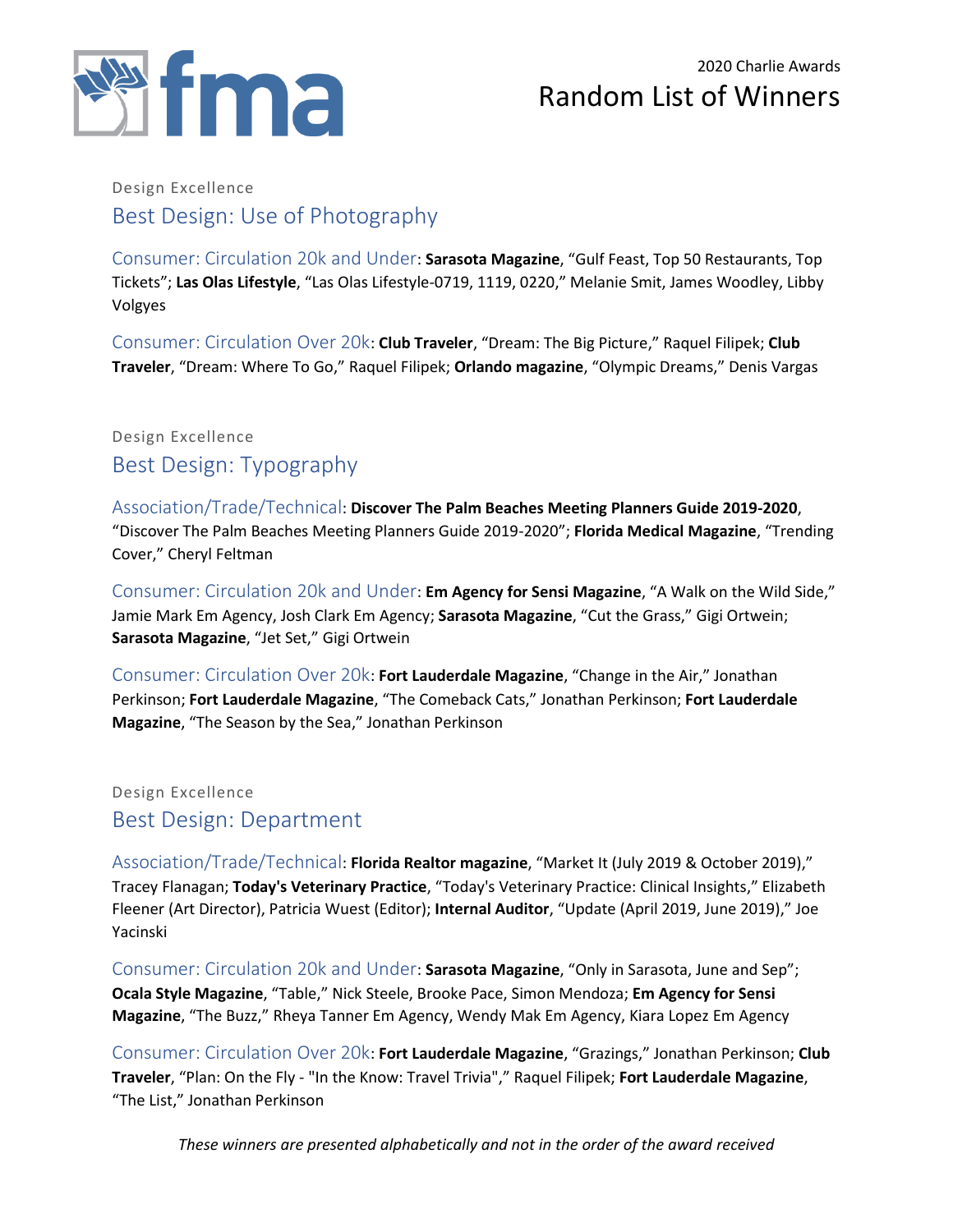2020 Charlie Awards

# Random List of Winners

Design Excellence

## Best Design: Use of Photography

Consumer: Circulation 20k and Under: **Sarasota Magazine**, “Gulf Feast, Top 50 Restaurants, Top Tickets”; **Las Olas Lifestyle**, “Las Olas Lifestyle-0719, 1119, 0220,” Melanie Smit, James Woodley, Libby Volgyes

Consumer: Circulation Over 20k: **Club Traveler**, “Dream: The Big Picture,” Raquel Filipek; **Club Traveler**, “Dream: Where To Go,” Raquel Filipek; **Orlando magazine**, “Olympic Dreams,” Denis Vargas

Design Excellence

## Best Design: Typography

Association/Trade/Technical: **Discover The Palm Beaches Meeting Planners Guide 2019-2020**, “Discover The Palm Beaches Meeting Planners Guide 2019-2020”; **Florida Medical Magazine**, “Trending Cover,” Cheryl Feltman

Consumer: Circulation 20k and Under: **Em Agency for Sensi Magazine**, “A Walk on the Wild Side,” Jamie Mark Em Agency, Josh Clark Em Agency; **Sarasota Magazine**, “Cut the Grass,” Gigi Ortwein; **Sarasota Magazine**, “Jet Set,” Gigi Ortwein

Consumer: Circulation Over 20k: **Fort Lauderdale Magazine**, “Change in the Air,” Jonathan Perkinson; **Fort Lauderdale Magazine**, “The Comeback Cats,” Jonathan Perkinson; **Fort Lauderdale Magazine**, “The Season by the Sea,” Jonathan Perkinson

Design Excellence

## Best Design: Department

Association/Trade/Technical: **Florida Realtor magazine**, “Market It (July 2019 & October 2019),” Tracey Flanagan; **Today's Veterinary Practice**, “Today's Veterinary Practice: Clinical Insights,” Elizabeth Fleener (Art Director), Patricia Wuest (Editor); **Internal Auditor**, “Update (April 2019, June 2019),” Joe Yacinski

Consumer: Circulation 20k and Under: **Sarasota Magazine**, “Only in Sarasota, June and Sep”; **Ocala Style Magazine**, “Table,” Nick Steele, Brooke Pace, Simon Mendoza; **Em Agency for Sensi Magazine**, “The Buzz,” Rheya Tanner Em Agency, Wendy Mak Em Agency, Kiara Lopez Em Agency

Consumer: Circulation Over 20k: **Fort Lauderdale Magazine**, “Grazings,” Jonathan Perkinson; **Club Traveler**, “Plan: On the Fly - "In the Know: Travel Trivia",” Raquel Filipek; **Fort Lauderdale Magazine**, “The List,” Jonathan Perkinson

*These winners are presented alphabetically and not in the order of the award received*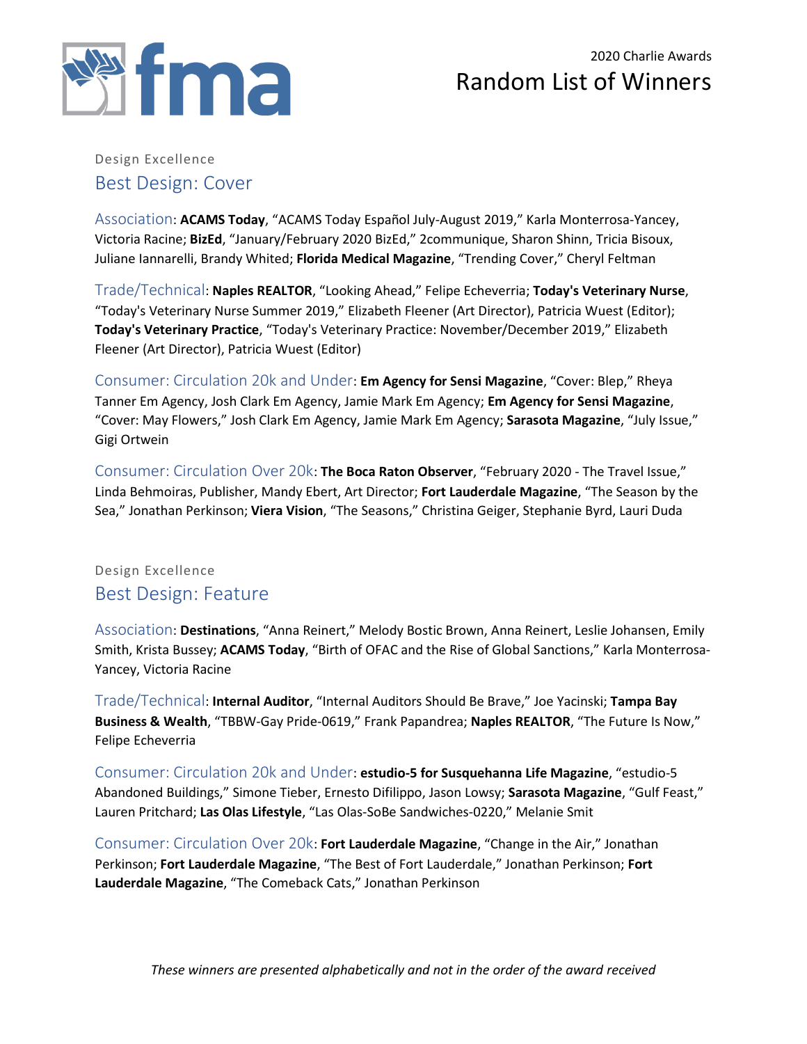2020 Charlie Awards

# Random List of Winners

Design Excellence

## Best Design: Cover

Association: **ACAMS Today**, “ACAMS Today Español July-August 2019,” Karla Monterrosa-Yancey, Victoria Racine; **BizEd**, “January/February 2020 BizEd,” 2communique, Sharon Shinn, Tricia Bisoux, Juliane Iannarelli, Brandy Whited; **Florida Medical Magazine**, “Trending Cover,” Cheryl Feltman

Trade/Technical: **Naples REALTOR**, “Looking Ahead,” Felipe Echeverria; **Today's Veterinary Nurse**, “Today's Veterinary Nurse Summer 2019,” Elizabeth Fleener (Art Director), Patricia Wuest (Editor); **Today's Veterinary Practice**, “Today's Veterinary Practice: November/December 2019,” Elizabeth Fleener (Art Director), Patricia Wuest (Editor)

Consumer: Circulation 20k and Under: **Em Agency for Sensi Magazine**, “Cover: Blep,” Rheya Tanner Em Agency, Josh Clark Em Agency, Jamie Mark Em Agency; **Em Agency for Sensi Magazine**, “Cover: May Flowers,” Josh Clark Em Agency, Jamie Mark Em Agency; **Sarasota Magazine**, “July Issue,” Gigi Ortwein

Consumer: Circulation Over 20k: **The Boca Raton Observer**, “February 2020 - The Travel Issue,” Linda Behmoiras, Publisher, Mandy Ebert, Art Director; **Fort Lauderdale Magazine**, “The Season by the Sea,” Jonathan Perkinson; **Viera Vision**, “The Seasons,” Christina Geiger, Stephanie Byrd, Lauri Duda

Design Excellence

## Best Design: Feature

Association: **Destinations**, “Anna Reinert,” Melody Bostic Brown, Anna Reinert, Leslie Johansen, Emily Smith, Krista Bussey; **ACAMS Today**, “Birth of OFAC and the Rise of Global Sanctions,” Karla Monterrosa-Yancey, Victoria Racine

Trade/Technical: **Internal Auditor**, “Internal Auditors Should Be Brave,” Joe Yacinski; **Tampa Bay Business & Wealth**, “TBBW-Gay Pride-0619,” Frank Papandrea; **Naples REALTOR**, “The Future Is Now,” Felipe Echeverria

Consumer: Circulation 20k and Under: **estudio-5 for Susquehanna Life Magazine**, “estudio-5 Abandoned Buildings,” Simone Tieber, Ernesto Difilippo, Jason Lowsy; **Sarasota Magazine**, “Gulf Feast,” Lauren Pritchard; **Las Olas Lifestyle**, “Las Olas-SoBe Sandwiches-0220,” Melanie Smit

Consumer: Circulation Over 20k: **Fort Lauderdale Magazine**, “Change in the Air,” Jonathan Perkinson; **Fort Lauderdale Magazine**, “The Best of Fort Lauderdale,” Jonathan Perkinson; **Fort Lauderdale Magazine**, “The Comeback Cats,” Jonathan Perkinson

*These winners are presented alphabetically and not in the order of the award received*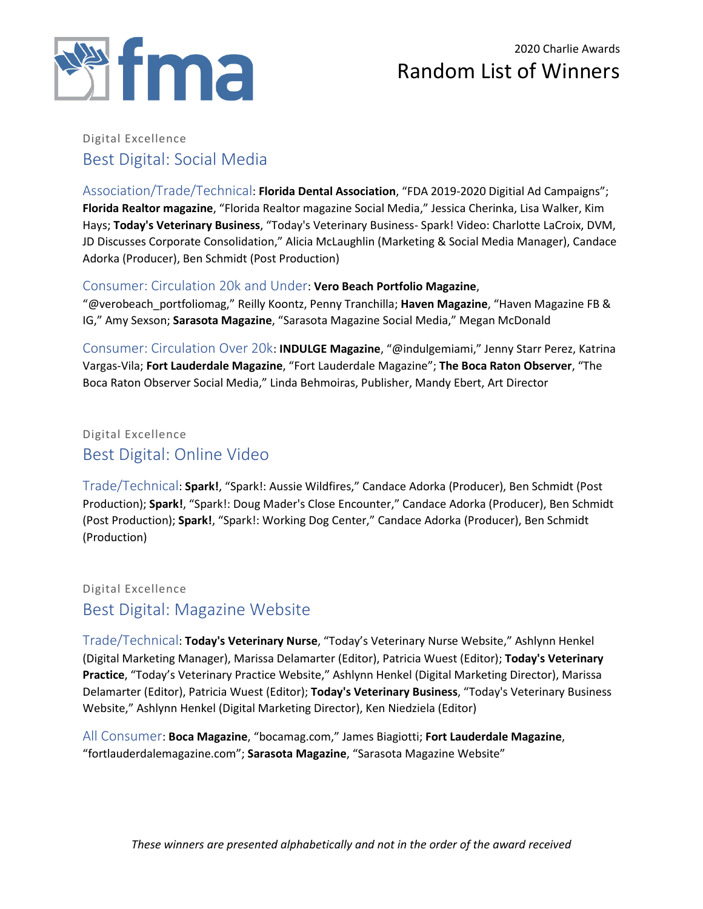Digital Excellence

## Best Digital: Social Media

Association/Trade/Technical: **Florida Dental Association**, "FDA 2019-2020 Digitial Ad Campaigns"; **Florida Realtor magazine**, "Florida Realtor magazine Social Media," Jessica Cherinka, Lisa Walker, Kim Hays; **Today's Veterinary Business**, "Today's Veterinary Business- Spark! Video: Charlotte LaCroix, DVM, JD Discusses Corporate Consolidation," Alicia McLaughlin (Marketing & Social Media Manager), Candace Adorka (Producer), Ben Schmidt (Post Production)

Consumer: Circulation 20k and Under: **Vero Beach Portfolio Magazine**, "@verobeach_portfoliomag," Reilly Koontz, Penny Tranchilla; **Haven Magazine**, "Haven Magazine FB & IG," Amy Sexson; **Sarasota Magazine**, "Sarasota Magazine Social Media," Megan McDonald

Consumer: Circulation Over 20k: **INDULGE Magazine**, "@indulgemiami," Jenny Starr Perez, Katrina Vargas-Vila; **Fort Lauderdale Magazine**, "Fort Lauderdale Magazine"; **The Boca Raton Observer**, "The Boca Raton Observer Social Media," Linda Behmoiras, Publisher, Mandy Ebert, Art Director

Digital Excellence

## Best Digital: Online Video

Trade/Technical: **Spark!**, "Spark!: Aussie Wildfires," Candace Adorka (Producer), Ben Schmidt (Post Production); **Spark!**, "Spark!: Doug Mader's Close Encounter," Candace Adorka (Producer), Ben Schmidt (Post Production); **Spark!**, "Spark!: Working Dog Center," Candace Adorka (Producer), Ben Schmidt (Production)

Digital Excellence

## Best Digital: Magazine Website

Trade/Technical: **Today's Veterinary Nurse**, "Today's Veterinary Nurse Website," Ashlynn Henkel (Digital Marketing Manager), Marissa Delamarter (Editor), Patricia Wuest (Editor); **Today's Veterinary Practice**, "Today's Veterinary Practice Website," Ashlynn Henkel (Digital Marketing Director), Marissa Delamarter (Editor), Patricia Wuest (Editor); **Today's Veterinary Business**, "Today's Veterinary Business Website," Ashlynn Henkel (Digital Marketing Director), Ken Niedziela (Editor)

All Consumer: **Boca Magazine**, "bocamag.com," James Biagiotti; **Fort Lauderdale Magazine**, "fortlauderdalemagazine.com"; **Sarasota Magazine**, "Sarasota Magazine Website"

*These winners are presented alphabetically and not in the order of the award received*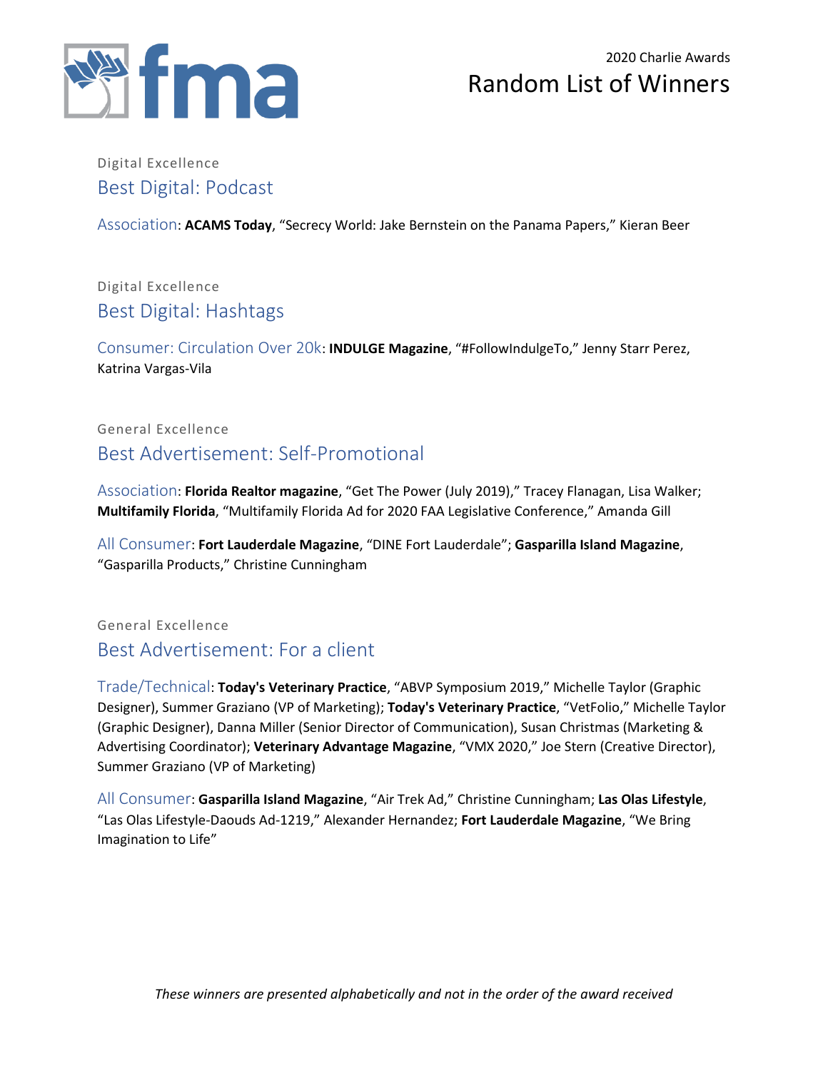2020 Charlie Awards

# Random List of Winners

Digital Excellence

## Best Digital: Podcast

Association: **ACAMS Today**, "Secrecy World: Jake Bernstein on the Panama Papers," Kieran Beer

Digital Excellence

## Best Digital: Hashtags

Consumer: Circulation Over 20k: **INDULGE Magazine**, "#FollowIndulgeTo," Jenny Starr Perez, Katrina Vargas-Vila

General Excellence

## Best Advertisement: Self-Promotional

Association: **Florida Realtor magazine**, "Get The Power (July 2019)," Tracey Flanagan, Lisa Walker; **Multifamily Florida**, "Multifamily Florida Ad for 2020 FAA Legislative Conference," Amanda Gill

All Consumer: **Fort Lauderdale Magazine**, "DINE Fort Lauderdale"; **Gasparilla Island Magazine**, "Gasparilla Products," Christine Cunningham

General Excellence

## Best Advertisement: For a client

Trade/Technical: **Today's Veterinary Practice**, "ABVP Symposium 2019," Michelle Taylor (Graphic Designer), Summer Graziano (VP of Marketing); **Today's Veterinary Practice**, "VetFolio," Michelle Taylor (Graphic Designer), Danna Miller (Senior Director of Communication), Susan Christmas (Marketing & Advertising Coordinator); **Veterinary Advantage Magazine**, "VMX 2020," Joe Stern (Creative Director), Summer Graziano (VP of Marketing)

All Consumer: **Gasparilla Island Magazine**, "Air Trek Ad," Christine Cunningham; **Las Olas Lifestyle**, "Las Olas Lifestyle-Daouds Ad-1219," Alexander Hernandez; **Fort Lauderdale Magazine**, "We Bring Imagination to Life"

*These winners are presented alphabetically and not in the order of the award received*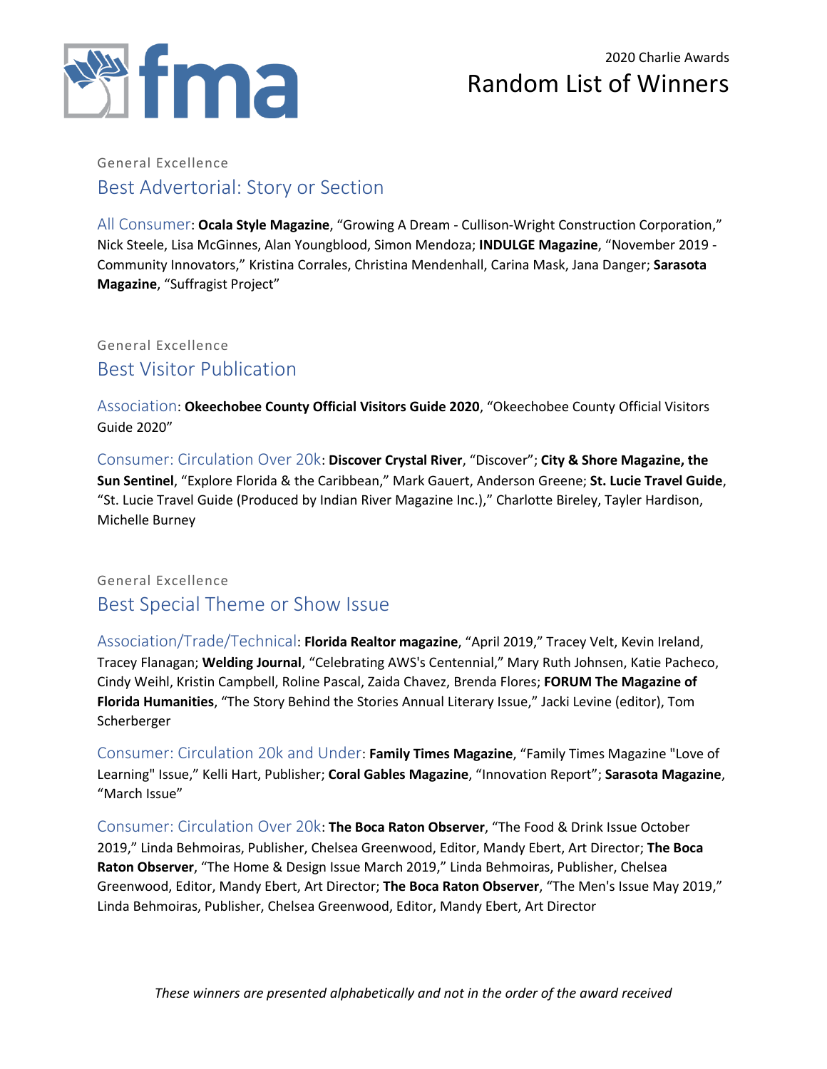2020 Charlie Awards

# Random List of Winners

General Excellence

## Best Advertorial: Story or Section

All Consumer: **Ocala Style Magazine**, “Growing A Dream - Cullison-Wright Construction Corporation,” Nick Steele, Lisa McGinnes, Alan Youngblood, Simon Mendoza; **INDULGE Magazine**, “November 2019 - Community Innovators,” Kristina Corrales, Christina Mendenhall, Carina Mask, Jana Danger; **Sarasota Magazine**, “Suffragist Project”

General Excellence

## Best Visitor Publication

Association: **Okeechobee County Official Visitors Guide 2020**, “Okeechobee County Official Visitors Guide 2020”

Consumer: Circulation Over 20k: **Discover Crystal River**, “Discover”; **City & Shore Magazine, the Sun Sentinel**, “Explore Florida & the Caribbean,” Mark Gauert, Anderson Greene; **St. Lucie Travel Guide**, “St. Lucie Travel Guide (Produced by Indian River Magazine Inc.),” Charlotte Bireley, Tayler Hardison, Michelle Burney

General Excellence

## Best Special Theme or Show Issue

Association/Trade/Technical: **Florida Realtor magazine**, “April 2019,” Tracey Velt, Kevin Ireland, Tracey Flanagan; **Welding Journal**, “Celebrating AWS's Centennial,” Mary Ruth Johnsen, Katie Pacheco, Cindy Weihl, Kristin Campbell, Roline Pascal, Zaida Chavez, Brenda Flores; **FORUM The Magazine of Florida Humanities**, “The Story Behind the Stories Annual Literary Issue,” Jacki Levine (editor), Tom Scherberger

Consumer: Circulation 20k and Under: **Family Times Magazine**, “Family Times Magazine "Love of Learning" Issue,” Kelli Hart, Publisher; **Coral Gables Magazine**, “Innovation Report”; **Sarasota Magazine**, “March Issue”

Consumer: Circulation Over 20k: **The Boca Raton Observer**, “The Food & Drink Issue October 2019,” Linda Behmoiras, Publisher, Chelsea Greenwood, Editor, Mandy Ebert, Art Director; **The Boca Raton Observer**, “The Home & Design Issue March 2019,” Linda Behmoiras, Publisher, Chelsea Greenwood, Editor, Mandy Ebert, Art Director; **The Boca Raton Observer**, “The Men's Issue May 2019,” Linda Behmoiras, Publisher, Chelsea Greenwood, Editor, Mandy Ebert, Art Director

*These winners are presented alphabetically and not in the order of the award received*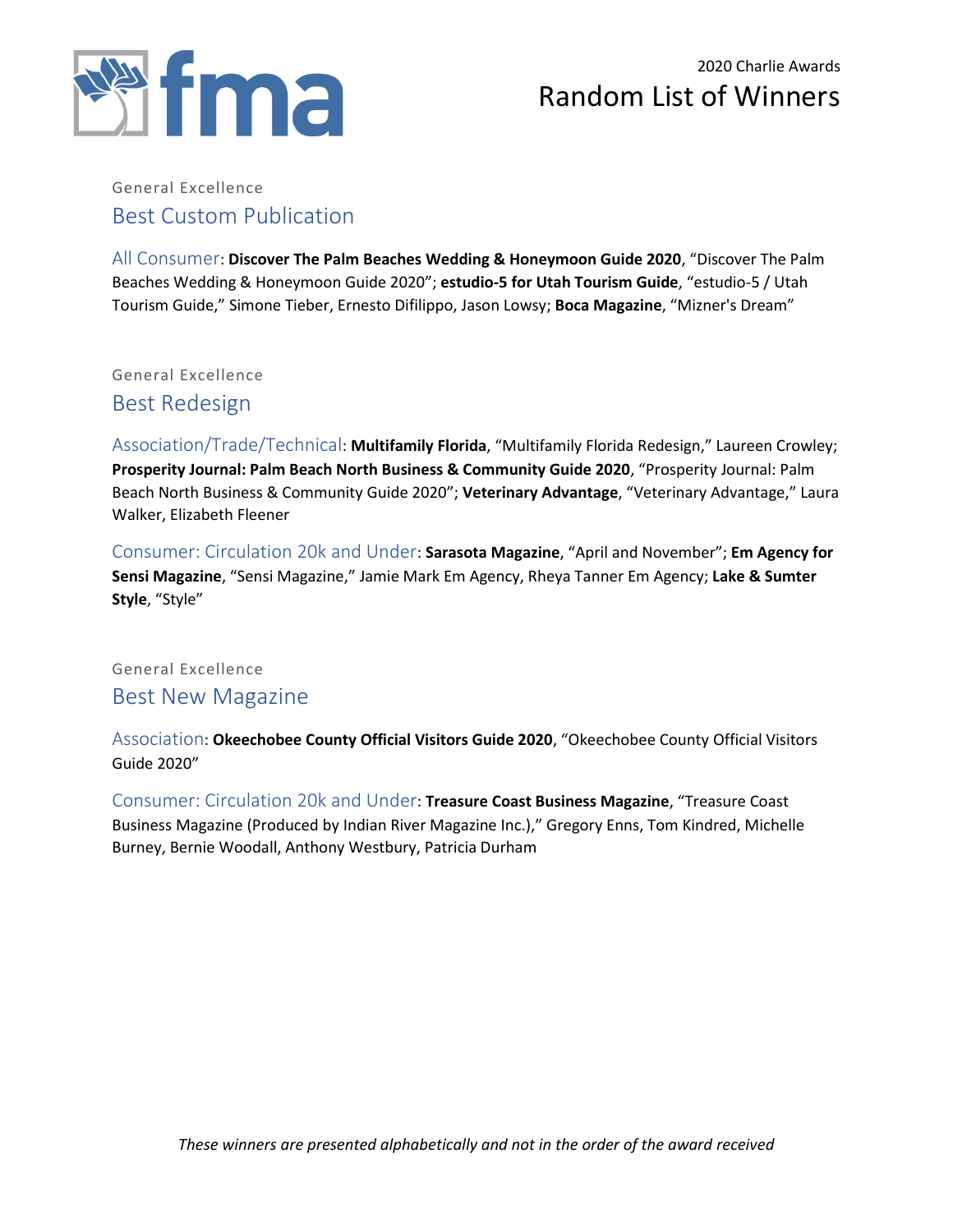General Excellence

## Best Custom Publication

All Consumer: **Discover The Palm Beaches Wedding & Honeymoon Guide 2020**, "Discover The Palm Beaches Wedding & Honeymoon Guide 2020"; **estudio-5 for Utah Tourism Guide**, "estudio-5 / Utah Tourism Guide," Simone Tieber, Ernesto Difilippo, Jason Lowsy; **Boca Magazine**, "Mizner's Dream"

General Excellence

## Best Redesign

Association/Trade/Technical: **Multifamily Florida**, "Multifamily Florida Redesign," Laureen Crowley; **Prosperity Journal: Palm Beach North Business & Community Guide 2020**, "Prosperity Journal: Palm Beach North Business & Community Guide 2020"; **Veterinary Advantage**, "Veterinary Advantage," Laura Walker, Elizabeth Fleener

Consumer: Circulation 20k and Under: **Sarasota Magazine**, "April and November"; **Em Agency for Sensi Magazine**, "Sensi Magazine," Jamie Mark Em Agency, Rheya Tanner Em Agency; **Lake & Sumter Style**, "Style"

General Excellence

## Best New Magazine

Association: **Okeechobee County Official Visitors Guide 2020**, "Okeechobee County Official Visitors Guide 2020"

Consumer: Circulation 20k and Under: **Treasure Coast Business Magazine**, "Treasure Coast Business Magazine (Produced by Indian River Magazine Inc.)," Gregory Enns, Tom Kindred, Michelle Burney, Bernie Woodall, Anthony Westbury, Patricia Durham

*These winners are presented alphabetically and not in the order of the award received*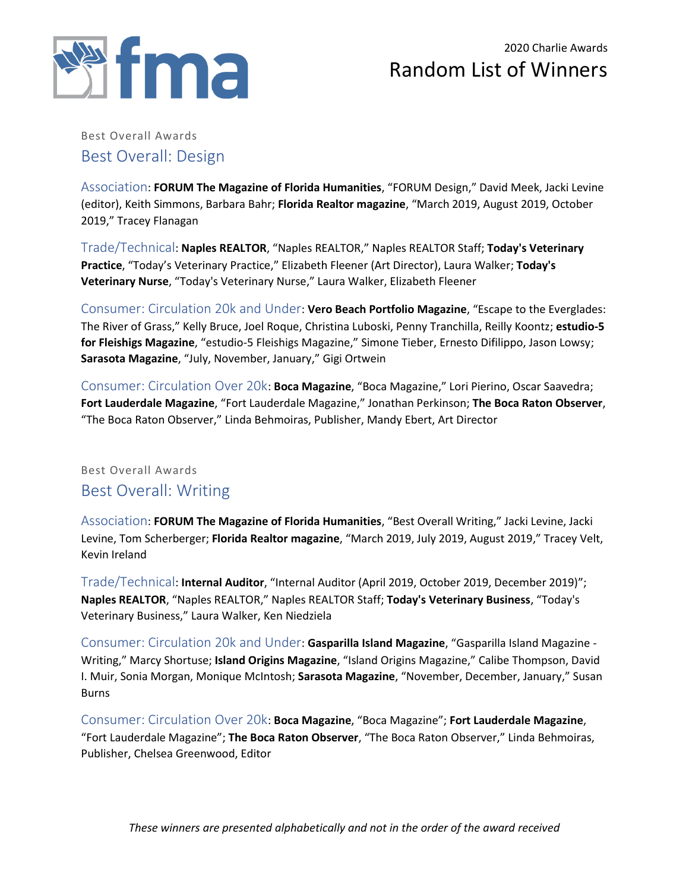2020 Charlie Awards

# Random List of Winners

Best Overall Awards

## Best Overall: Design

Association: **FORUM The Magazine of Florida Humanities**, "FORUM Design," David Meek, Jacki Levine (editor), Keith Simmons, Barbara Bahr; **Florida Realtor magazine**, "March 2019, August 2019, October 2019," Tracey Flanagan

Trade/Technical: **Naples REALTOR**, "Naples REALTOR," Naples REALTOR Staff; **Today's Veterinary Practice**, "Today's Veterinary Practice," Elizabeth Fleener (Art Director), Laura Walker; **Today's Veterinary Nurse**, "Today's Veterinary Nurse," Laura Walker, Elizabeth Fleener

Consumer: Circulation 20k and Under: **Vero Beach Portfolio Magazine**, "Escape to the Everglades: The River of Grass," Kelly Bruce, Joel Roque, Christina Luboski, Penny Tranchilla, Reilly Koontz; **estudio-5 for Fleishigs Magazine**, "estudio-5 Fleishigs Magazine," Simone Tieber, Ernesto Difilippo, Jason Lowsy; **Sarasota Magazine**, "July, November, January," Gigi Ortwein

Consumer: Circulation Over 20k: **Boca Magazine**, "Boca Magazine," Lori Pierino, Oscar Saavedra; **Fort Lauderdale Magazine**, "Fort Lauderdale Magazine," Jonathan Perkinson; **The Boca Raton Observer**, "The Boca Raton Observer," Linda Behmoiras, Publisher, Mandy Ebert, Art Director

Best Overall Awards

## Best Overall: Writing

Association: **FORUM The Magazine of Florida Humanities**, "Best Overall Writing," Jacki Levine, Jacki Levine, Tom Scherberger; **Florida Realtor magazine**, "March 2019, July 2019, August 2019," Tracey Velt, Kevin Ireland

Trade/Technical: **Internal Auditor**, "Internal Auditor (April 2019, October 2019, December 2019)"; **Naples REALTOR**, "Naples REALTOR," Naples REALTOR Staff; **Today's Veterinary Business**, "Today's Veterinary Business," Laura Walker, Ken Niedziela

Consumer: Circulation 20k and Under: **Gasparilla Island Magazine**, "Gasparilla Island Magazine - Writing," Marcy Shortuse; **Island Origins Magazine**, "Island Origins Magazine," Calibe Thompson, David I. Muir, Sonia Morgan, Monique McIntosh; **Sarasota Magazine**, "November, December, January," Susan Burns

Consumer: Circulation Over 20k: **Boca Magazine**, "Boca Magazine"; **Fort Lauderdale Magazine**, "Fort Lauderdale Magazine"; **The Boca Raton Observer**, "The Boca Raton Observer," Linda Behmoiras, Publisher, Chelsea Greenwood, Editor

*These winners are presented alphabetically and not in the order of the award received*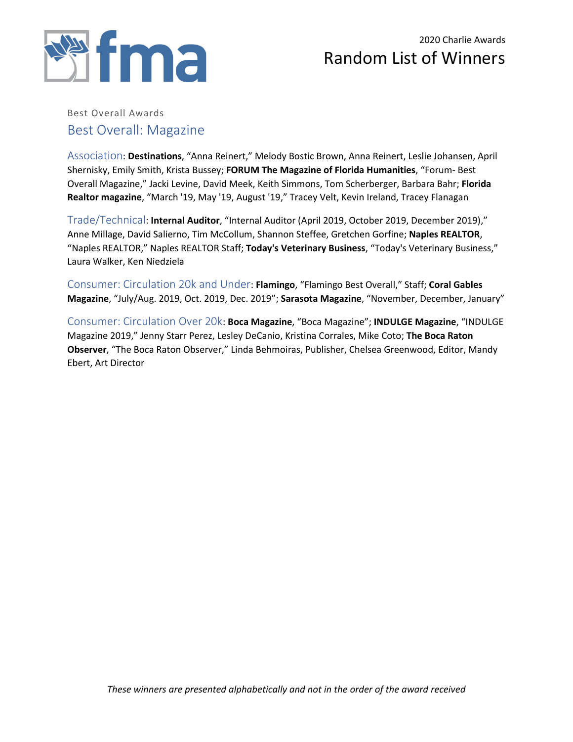2020 Charlie Awards

# Random List of Winners

Best Overall Awards

## Best Overall: Magazine

Association: **Destinations**, “Anna Reinert,” Melody Bostic Brown, Anna Reinert, Leslie Johansen, April Shernisky, Emily Smith, Krista Bussey; **FORUM The Magazine of Florida Humanities**, “Forum- Best Overall Magazine,” Jacki Levine, David Meek, Keith Simmons, Tom Scherberger, Barbara Bahr; **Florida Realtor magazine**, “March '19, May '19, August '19,” Tracey Velt, Kevin Ireland, Tracey Flanagan

Trade/Technical: **Internal Auditor**, “Internal Auditor (April 2019, October 2019, December 2019),” Anne Millage, David Salierno, Tim McCollum, Shannon Steffee, Gretchen Gorfine; **Naples REALTOR**, “Naples REALTOR,” Naples REALTOR Staff; **Today's Veterinary Business**, “Today's Veterinary Business,” Laura Walker, Ken Niedziela

Consumer: Circulation 20k and Under: **Flamingo**, “Flamingo Best Overall,” Staff; **Coral Gables Magazine**, “July/Aug. 2019, Oct. 2019, Dec. 2019”; **Sarasota Magazine**, “November, December, January”

Consumer: Circulation Over 20k: **Boca Magazine**, “Boca Magazine”; **INDULGE Magazine**, “INDULGE Magazine 2019,” Jenny Starr Perez, Lesley DeCanio, Kristina Corrales, Mike Coto; **The Boca Raton Observer**, “The Boca Raton Observer,” Linda Behmoiras, Publisher, Chelsea Greenwood, Editor, Mandy Ebert, Art Director

*These winners are presented alphabetically and not in the order of the award received*